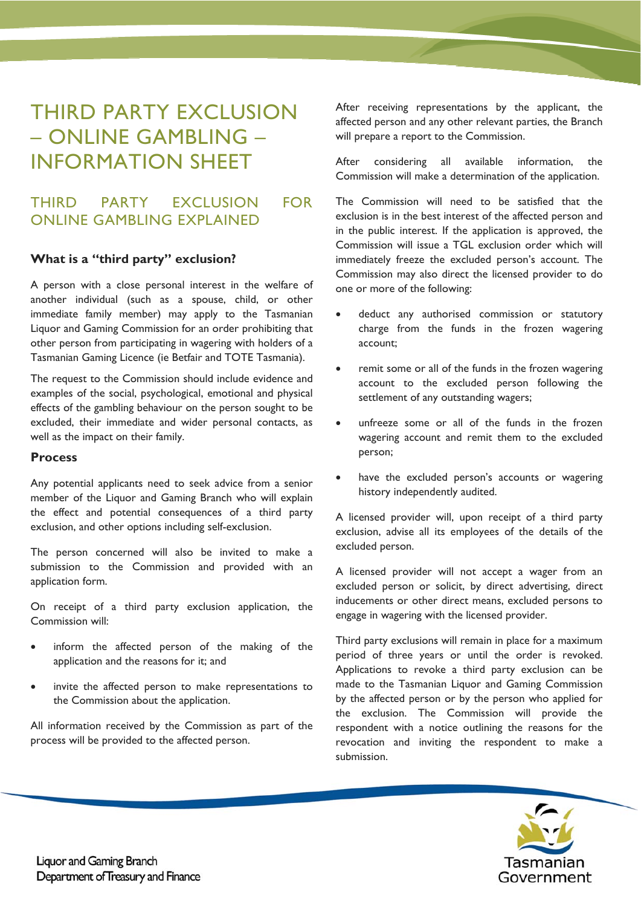# THIRD PARTY EXCLUSION – ONLINE GAMBLING – INFORMATION SHEET

## THIRD PARTY EXCLUSION FOR ONLINE GAMBLING EXPLAINED

### What is a "third party" exclusion?

A person with a close personal interest in the welfare of another individual (such as a spouse, child, or other immediate family member) may apply to the Tasmanian Liquor and Gaming Commission for an order prohibiting that other person from participating in wagering with holders of a Tasmanian Gaming Licence (ie Betfair and TOTE Tasmania).

The request to the Commission should include evidence and examples of the social, psychological, emotional and physical effects of the gambling behaviour on the person sought to be excluded, their immediate and wider personal contacts, as well as the impact on their family.

### Process

Any potential applicants need to seek advice from a senior member of the Liquor and Gaming Branch who will explain the effect and potential consequences of a third party exclusion, and other options including self-exclusion.

The person concerned will also be invited to make a submission to the Commission and provided with an application form.

On receipt of a third party exclusion application, the Commission will:

- inform the affected person of the making of the application and the reasons for it; and
- invite the affected person to make representations to the Commission about the application.

All information received by the Commission as part of the process will be provided to the affected person.

After receiving representations by the applicant, the affected person and any other relevant parties, the Branch will prepare a report to the Commission.

After considering all available information, the Commission will make a determination of the application.

The Commission will need to be satisfied that the exclusion is in the best interest of the affected person and in the public interest. If the application is approved, the Commission will issue a TGL exclusion order which will immediately freeze the excluded person's account. The Commission may also direct the licensed provider to do one or more of the following:

- deduct any authorised commission or statutory charge from the funds in the frozen wagering account;
- remit some or all of the funds in the frozen wagering account to the excluded person following the settlement of any outstanding wagers;
- unfreeze some or all of the funds in the frozen wagering account and remit them to the excluded person;
- have the excluded person's accounts or wagering history independently audited.

A licensed provider will, upon receipt of a third party exclusion, advise all its employees of the details of the excluded person.

A licensed provider will not accept a wager from an excluded person or solicit, by direct advertising, direct inducements or other direct means, excluded persons to engage in wagering with the licensed provider.

Third party exclusions will remain in place for a maximum period of three years or until the order is revoked. Applications to revoke a third party exclusion can be made to the Tasmanian Liquor and Gaming Commission by the affected person or by the person who applied for the exclusion. The Commission will provide the respondent with a notice outlining the reasons for the revocation and inviting the respondent to make a submission.

Liquor and Gaming Branch
Department of Treasury and Finance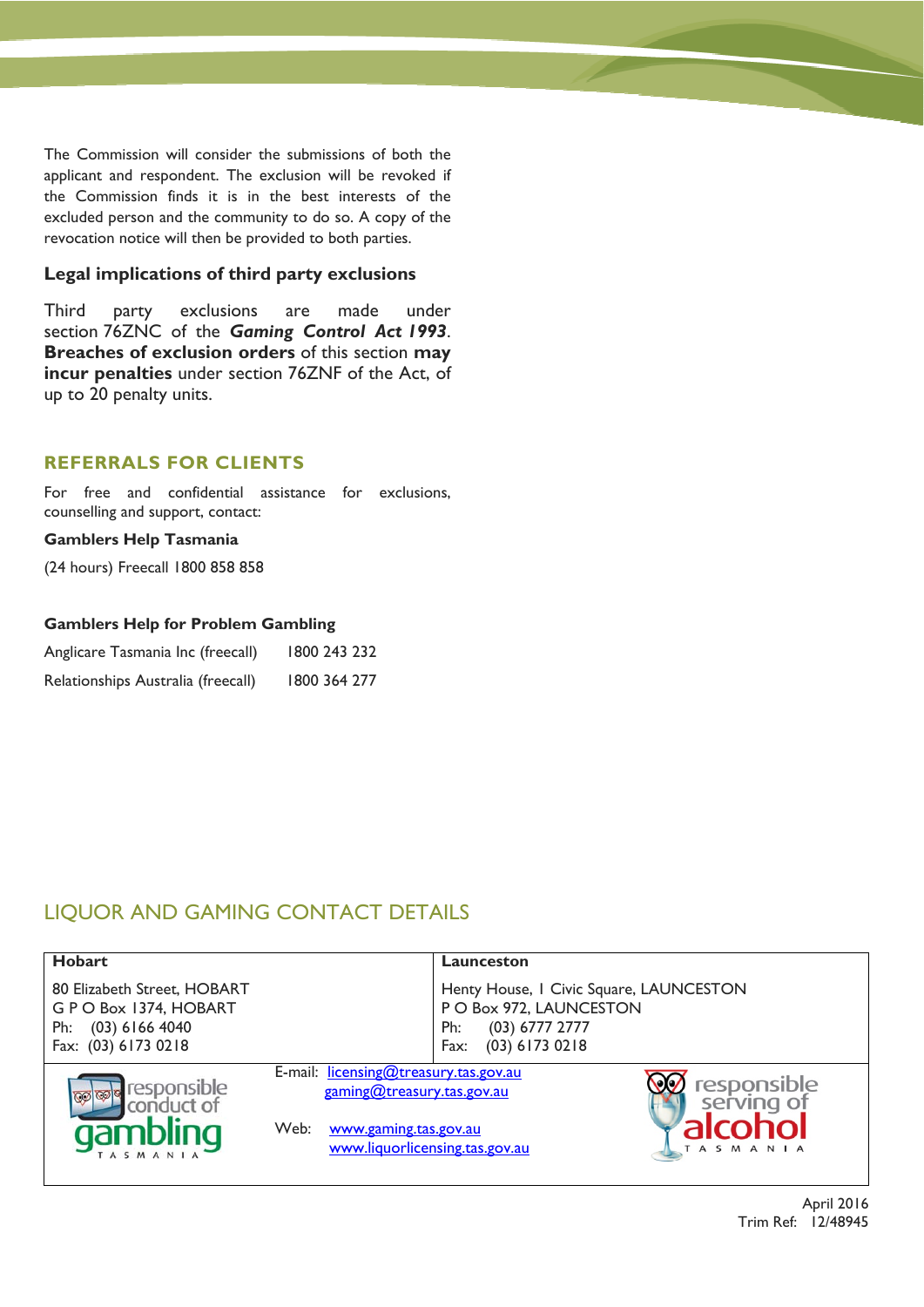The Commission will consider the submissions of both the applicant and respondent. The exclusion will be revoked if the Commission finds it is in the best interests of the excluded person and the community to do so. A copy of the revocation notice will then be provided to both parties.

### Legal implications of third party exclusions

Third party exclusions are made under section 76ZNC of the ***Gaming Control Act 1993***. **Breaches of exclusion orders** of this section **may incur penalties** under section 76ZNF of the Act, of up to 20 penalty units.

## REFERRALS FOR CLIENTS

For free and confidential assistance for exclusions, counselling and support, contact:

**Gamblers Help Tasmania**

(24 hours) Freecall 1800 858 858

**Gamblers Help for Problem Gambling**

| | |
|---|---|
| Anglicare Tasmania Inc (freecall) | 1800 243 232 |
| Relationships Australia (freecall) | 1800 364 277 |

## LIQUOR AND GAMING CONTACT DETAILS

| **Hobart** | **Launceston** |
|---|---|
| 80 Elizabeth Street, HOBART<br>G P O Box 1374, HOBART<br>Ph: (03) 6166 4040<br>Fax: (03) 6173 0218 | Henty House, 1 Civic Square, LAUNCESTON<br>P O Box 972, LAUNCESTON<br>Ph: (03) 6777 2777<br>Fax: (03) 6173 0218 |

responsible conduct of gambling TASMANIA

E-mail: licensing@treasury.tas.gov.au
gaming@treasury.tas.gov.au

Web: www.gaming.tas.gov.au
www.liquorlicensing.tas.gov.au

responsible serving of alcohol TASMANIA

April 2016
Trim Ref: 12/48945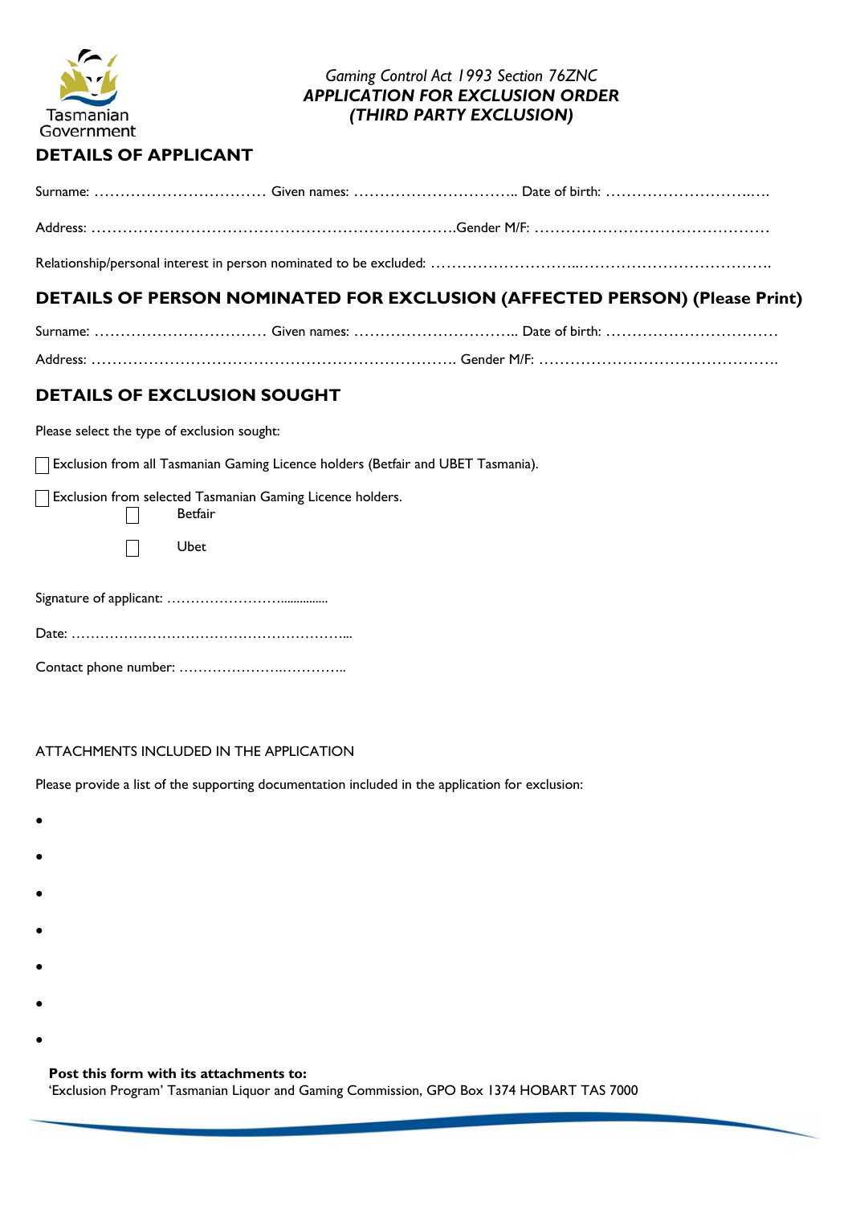Tasmanian Government

*Gaming Control Act 1993 Section 76ZNC*
***APPLICATION FOR EXCLUSION ORDER (THIRD PARTY EXCLUSION)***

## DETAILS OF APPLICANT

Surname: …………………………… Given names: ………………………….. Date of birth: ………………………..….

Address: ……………………………………………………………Gender M/F: ………………………………………

Relationship/personal interest in person nominated to be excluded: ……………………...……………………………….

## DETAILS OF PERSON NOMINATED FOR EXCLUSION (AFFECTED PERSON) (Please Print)

Surname: …………………………… Given names: ………………………….. Date of birth: ……………………………

Address: ……………………………………………………………. Gender M/F: ……………………………………….

## DETAILS OF EXCLUSION SOUGHT

Please select the type of exclusion sought:

☐ Exclusion from all Tasmanian Gaming Licence holders (Betfair and UBET Tasmania).

☐ Exclusion from selected Tasmanian Gaming Licence holders.

- ☐ Betfair
- ☐ Ubet

Signature of applicant: …………………….............

Date: …………………………………………………...

Contact phone number: ………………….…………..

ATTACHMENTS INCLUDED IN THE APPLICATION

Please provide a list of the supporting documentation included in the application for exclusion:

- 
- 
- 
- 
- 
- 
- 

**Post this form with its attachments to:**
'Exclusion Program' Tasmanian Liquor and Gaming Commission, GPO Box 1374 HOBART TAS 7000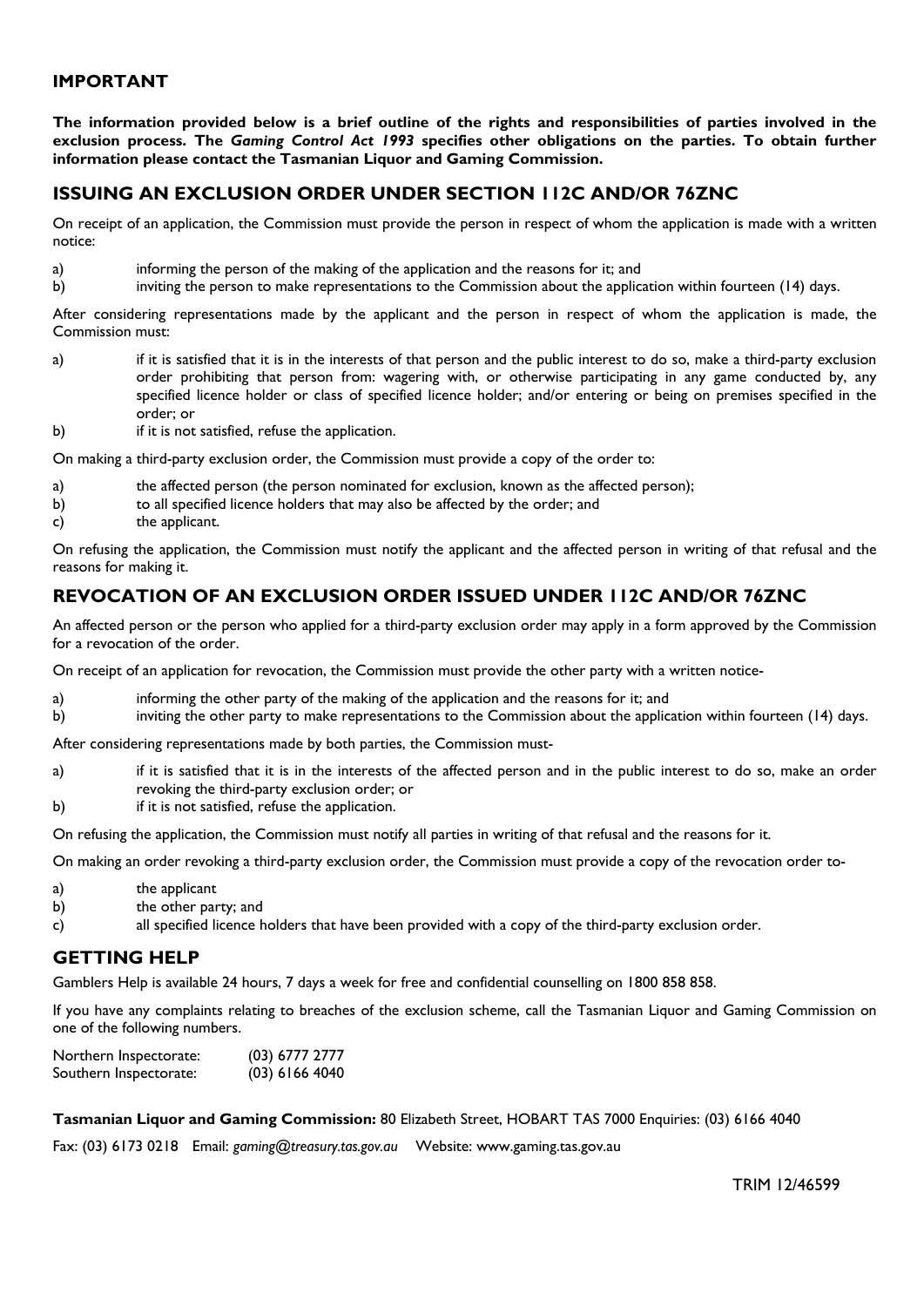## IMPORTANT

**The information provided below is a brief outline of the rights and responsibilities of parties involved in the exclusion process. The *Gaming Control Act 1993* specifies other obligations on the parties. To obtain further information please contact the Tasmanian Liquor and Gaming Commission.**

## ISSUING AN EXCLUSION ORDER UNDER SECTION 112C AND/OR 76ZNC

On receipt of an application, the Commission must provide the person in respect of whom the application is made with a written notice:

a) informing the person of the making of the application and the reasons for it; and
b) inviting the person to make representations to the Commission about the application within fourteen (14) days.

After considering representations made by the applicant and the person in respect of whom the application is made, the Commission must:

a) if it is satisfied that it is in the interests of that person and the public interest to do so, make a third-party exclusion order prohibiting that person from: wagering with, or otherwise participating in any game conducted by, any specified licence holder or class of specified licence holder; and/or entering or being on premises specified in the order; or
b) if it is not satisfied, refuse the application.

On making a third-party exclusion order, the Commission must provide a copy of the order to:

a) the affected person (the person nominated for exclusion, known as the affected person);
b) to all specified licence holders that may also be affected by the order; and
c) the applicant.

On refusing the application, the Commission must notify the applicant and the affected person in writing of that refusal and the reasons for making it.

## REVOCATION OF AN EXCLUSION ORDER ISSUED UNDER 112C AND/OR 76ZNC

An affected person or the person who applied for a third-party exclusion order may apply in a form approved by the Commission for a revocation of the order.

On receipt of an application for revocation, the Commission must provide the other party with a written notice-

a) informing the other party of the making of the application and the reasons for it; and
b) inviting the other party to make representations to the Commission about the application within fourteen (14) days.

After considering representations made by both parties, the Commission must-

a) if it is satisfied that it is in the interests of the affected person and in the public interest to do so, make an order revoking the third-party exclusion order; or
b) if it is not satisfied, refuse the application.

On refusing the application, the Commission must notify all parties in writing of that refusal and the reasons for it.

On making an order revoking a third-party exclusion order, the Commission must provide a copy of the revocation order to-

a) the applicant
b) the other party; and
c) all specified licence holders that have been provided with a copy of the third-party exclusion order.

## GETTING HELP

Gamblers Help is available 24 hours, 7 days a week for free and confidential counselling on 1800 858 858.

If you have any complaints relating to breaches of the exclusion scheme, call the Tasmanian Liquor and Gaming Commission on one of the following numbers.

Northern Inspectorate: (03) 6777 2777
Southern Inspectorate: (03) 6166 4040

**Tasmanian Liquor and Gaming Commission:** 80 Elizabeth Street, HOBART TAS 7000 Enquiries: (03) 6166 4040

Fax: (03) 6173 0218 Email: *gaming@treasury.tas.gov.au* Website: www.gaming.tas.gov.au

TRIM 12/46599